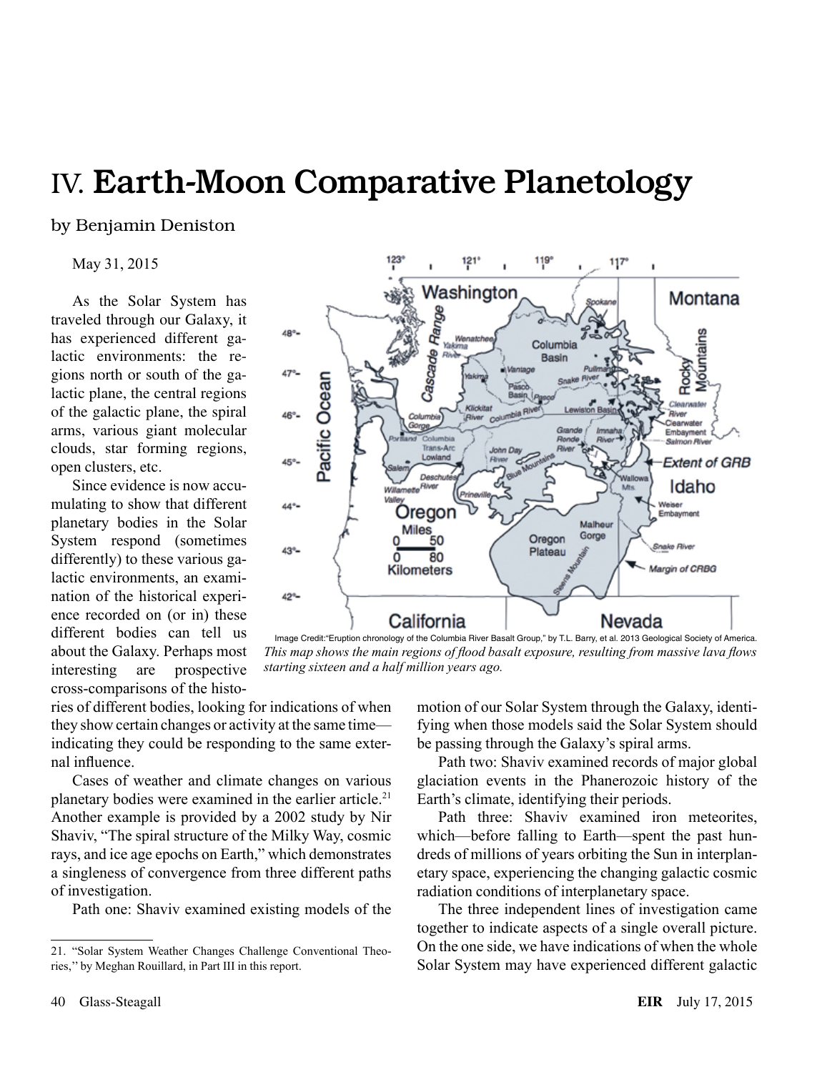# IV. Earth-Moon Comparative Planetology

by Benjamin Deniston

May 31, 2015

As the Solar System has traveled through our Galaxy, it has experienced different galactic environments: the regions north or south of the galactic plane, the central regions of the galactic plane, the spiral arms, various giant molecular clouds, star forming regions, open clusters, etc.

Since evidence is now accumulating to show that different planetary bodies in the Solar System respond (sometimes differently) to these various galactic environments, an examination of the historical experience recorded on (or in) these different bodies can tell us about the Galaxy. Perhaps most interesting are prospective cross-comparisons of the histories of different bodies, looking for indications of when they show certain changes or activity at the same time—indicating they could be responding to the same external influence.

Cases of weather and climate changes on various planetary bodies were examined in the earlier article.[21] Another example is provided by a 2002 study by Nir Shaviv, "The spiral structure of the Milky Way, cosmic rays, and ice age epochs on Earth," which demonstrates a singleness of convergence from three different paths of investigation.

Path one: Shaviv examined existing models of the motion of our Solar System through the Galaxy, identifying when those models said the Solar System should be passing through the Galaxy's spiral arms.

Path two: Shaviv examined records of major global glaciation events in the Phanerozoic history of the Earth's climate, identifying their periods.

Path three: Shaviv examined iron meteorites, which—before falling to Earth—spent the past hundreds of millions of years orbiting the Sun in interplanetary space, experiencing the changing galactic cosmic radiation conditions of interplanetary space.

The three independent lines of investigation came together to indicate aspects of a single overall picture. On the one side, we have indications of when the whole Solar System may have experienced different galactic

Image Credit:"Eruption chronology of the Columbia River Basalt Group," by T.L. Barry, et al. 2013 Geological Society of America.

*This map shows the main regions of flood basalt exposure, resulting from massive lava flows starting sixteen and a half million years ago.*

---

21. "Solar System Weather Changes Challenge Conventional Theories," by Meghan Rouillard, in Part III in this report.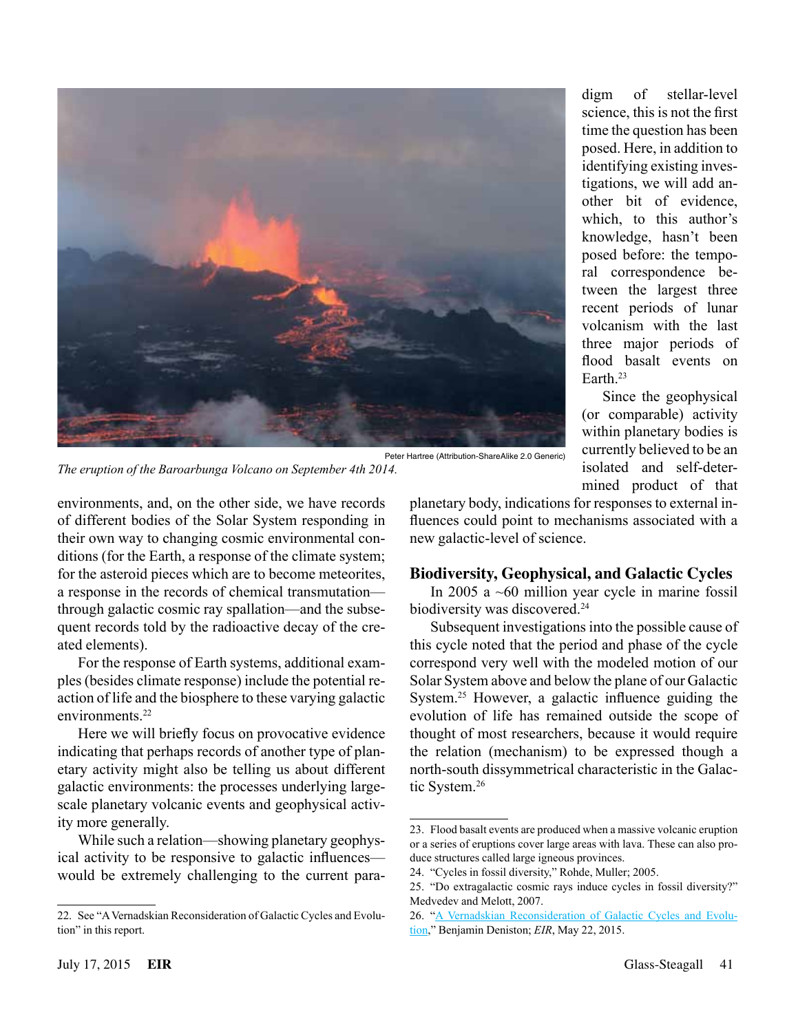The eruption of the Baroarbunga Volcano on September 4th 2014.

Peter Hartree (Attribution-ShareAlike 2.0 Generic)

environments, and, on the other side, we have records of different bodies of the Solar System responding in their own way to changing cosmic environmental conditions (for the Earth, a response of the climate system; for the asteroid pieces which are to become meteorites, a response in the records of chemical transmutation—through galactic cosmic ray spallation—and the subsequent records told by the radioactive decay of the created elements).

For the response of Earth systems, additional examples (besides climate response) include the potential reaction of life and the biosphere to these varying galactic environments.[22]

Here we will briefly focus on provocative evidence indicating that perhaps records of another type of planetary activity might also be telling us about different galactic environments: the processes underlying large-scale planetary volcanic events and geophysical activity more generally.

While such a relation—showing planetary geophysical activity to be responsive to galactic influences—would be extremely challenging to the current paradigm of stellar-level science, this is not the first time the question has been posed. Here, in addition to identifying existing investigations, we will add another bit of evidence, which, to this author's knowledge, hasn't been posed before: the temporal correspondence between the largest three recent periods of lunar volcanism with the last three major periods of flood basalt events on Earth.[23]

Since the geophysical (or comparable) activity within planetary bodies is currently believed to be an isolated and self-determined product of that planetary body, indications for responses to external influences could point to mechanisms associated with a new galactic-level of science.

## Biodiversity, Geophysical, and Galactic Cycles

In 2005 a ~60 million year cycle in marine fossil biodiversity was discovered.[24]

Subsequent investigations into the possible cause of this cycle noted that the period and phase of the cycle correspond very well with the modeled motion of our Solar System above and below the plane of our Galactic System.[25] However, a galactic influence guiding the evolution of life has remained outside the scope of thought of most researchers, because it would require the relation (mechanism) to be expressed though a north-south dissymmetrical characteristic in the Galactic System.[26]

---

22. See "A Vernadskian Reconsideration of Galactic Cycles and Evolution" in this report.

23. Flood basalt events are produced when a massive volcanic eruption or a series of eruptions cover large areas with lava. These can also produce structures called large igneous provinces.

24. "Cycles in fossil diversity," Rohde, Muller; 2005.

25. "Do extragalactic cosmic rays induce cycles in fossil diversity?" Medvedev and Melott, 2007.

26. "A Vernadskian Reconsideration of Galactic Cycles and Evolution," Benjamin Deniston; *EIR*, May 22, 2015.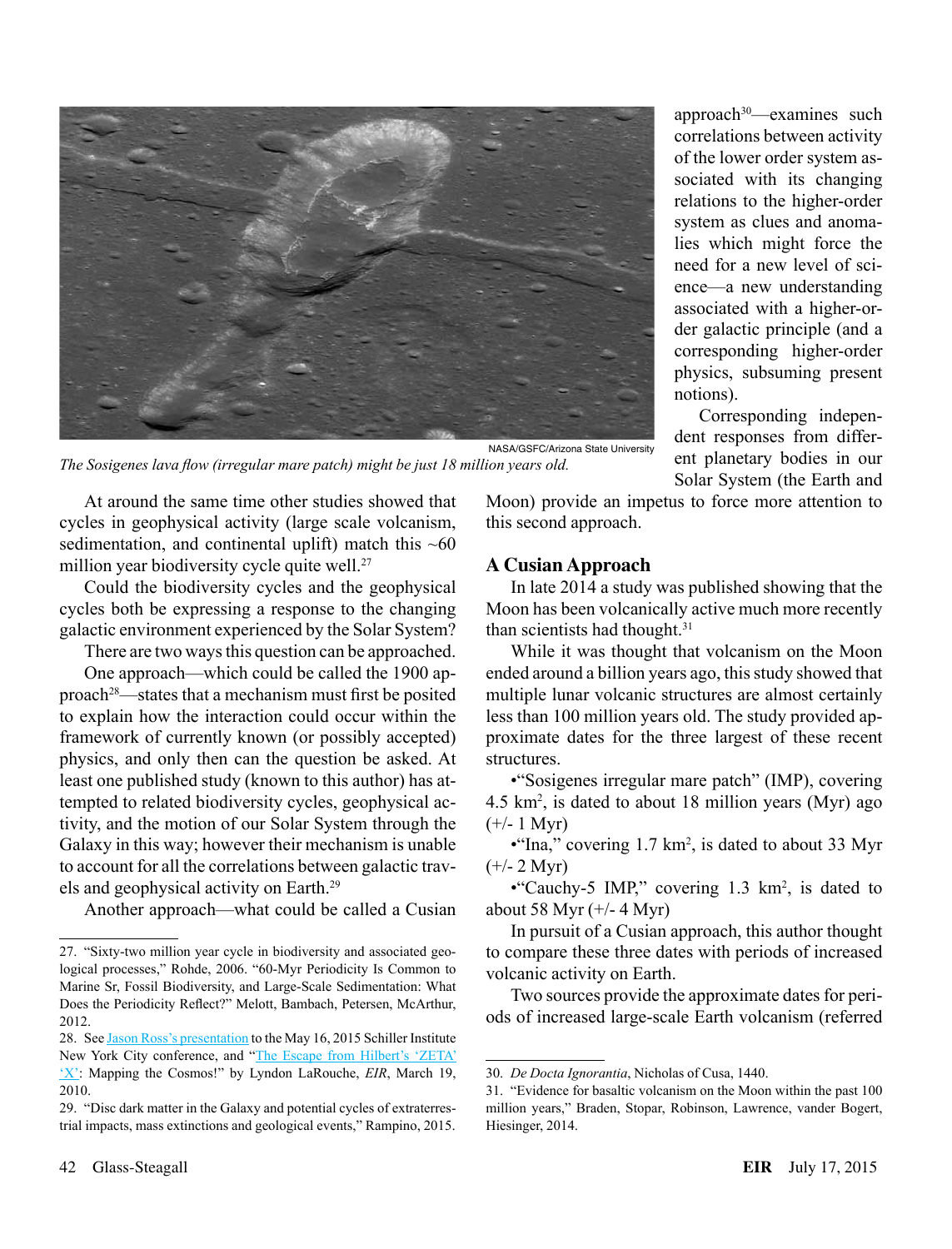NASA/GSFC/Arizona State University

*The Sosigenes lava flow (irregular mare patch) might be just 18 million years old.*

At around the same time other studies showed that cycles in geophysical activity (large scale volcanism, sedimentation, and continental uplift) match this ~60 million year biodiversity cycle quite well.[27]

Could the biodiversity cycles and the geophysical cycles both be expressing a response to the changing galactic environment experienced by the Solar System?

There are two ways this question can be approached.

One approach—which could be called the 1900 approach[28]—states that a mechanism must first be posited to explain how the interaction could occur within the framework of currently known (or possibly accepted) physics, and only then can the question be asked. At least one published study (known to this author) has attempted to related biodiversity cycles, geophysical activity, and the motion of our Solar System through the Galaxy in this way; however their mechanism is unable to account for all the correlations between galactic travels and geophysical activity on Earth.[29]

Another approach—what could be called a Cusian approach[30]—examines such correlations between activity of the lower order system associated with its changing relations to the higher-order system as clues and anomalies which might force the need for a new level of science—a new understanding associated with a higher-order galactic principle (and a corresponding higher-order physics, subsuming present notions).

Corresponding independent responses from different planetary bodies in our Solar System (the Earth and Moon) provide an impetus to force more attention to this second approach.

## A Cusian Approach

In late 2014 a study was published showing that the Moon has been volcanically active much more recently than scientists had thought.[31]

While it was thought that volcanism on the Moon ended around a billion years ago, this study showed that multiple lunar volcanic structures are almost certainly less than 100 million years old. The study provided approximate dates for the three largest of these recent structures.

- "Sosigenes irregular mare patch" (IMP), covering 4.5 km$^2$, is dated to about 18 million years (Myr) ago (+/- 1 Myr)
- "Ina," covering 1.7 km$^2$, is dated to about 33 Myr (+/- 2 Myr)
- "Cauchy-5 IMP," covering 1.3 km$^2$, is dated to about 58 Myr (+/- 4 Myr)

In pursuit of a Cusian approach, this author thought to compare these three dates with periods of increased volcanic activity on Earth.

Two sources provide the approximate dates for periods of increased large-scale Earth volcanism (referred

---

27. "Sixty-two million year cycle in biodiversity and associated geological processes," Rohde, 2006. "60-Myr Periodicity Is Common to Marine Sr, Fossil Biodiversity, and Large-Scale Sedimentation: What Does the Periodicity Reflect?" Melott, Bambach, Petersen, McArthur, 2012.

28. See Jason Ross's presentation to the May 16, 2015 Schiller Institute New York City conference, and "The Escape from Hilbert's 'ZETA' 'X': Mapping the Cosmos!" by Lyndon LaRouche, *EIR*, March 19, 2010.

29. "Disc dark matter in the Galaxy and potential cycles of extraterrestrial impacts, mass extinctions and geological events," Rampino, 2015.

30. *De Docta Ignorantia*, Nicholas of Cusa, 1440.

31. "Evidence for basaltic volcanism on the Moon within the past 100 million years," Braden, Stopar, Robinson, Lawrence, vander Bogert, Hiesinger, 2014.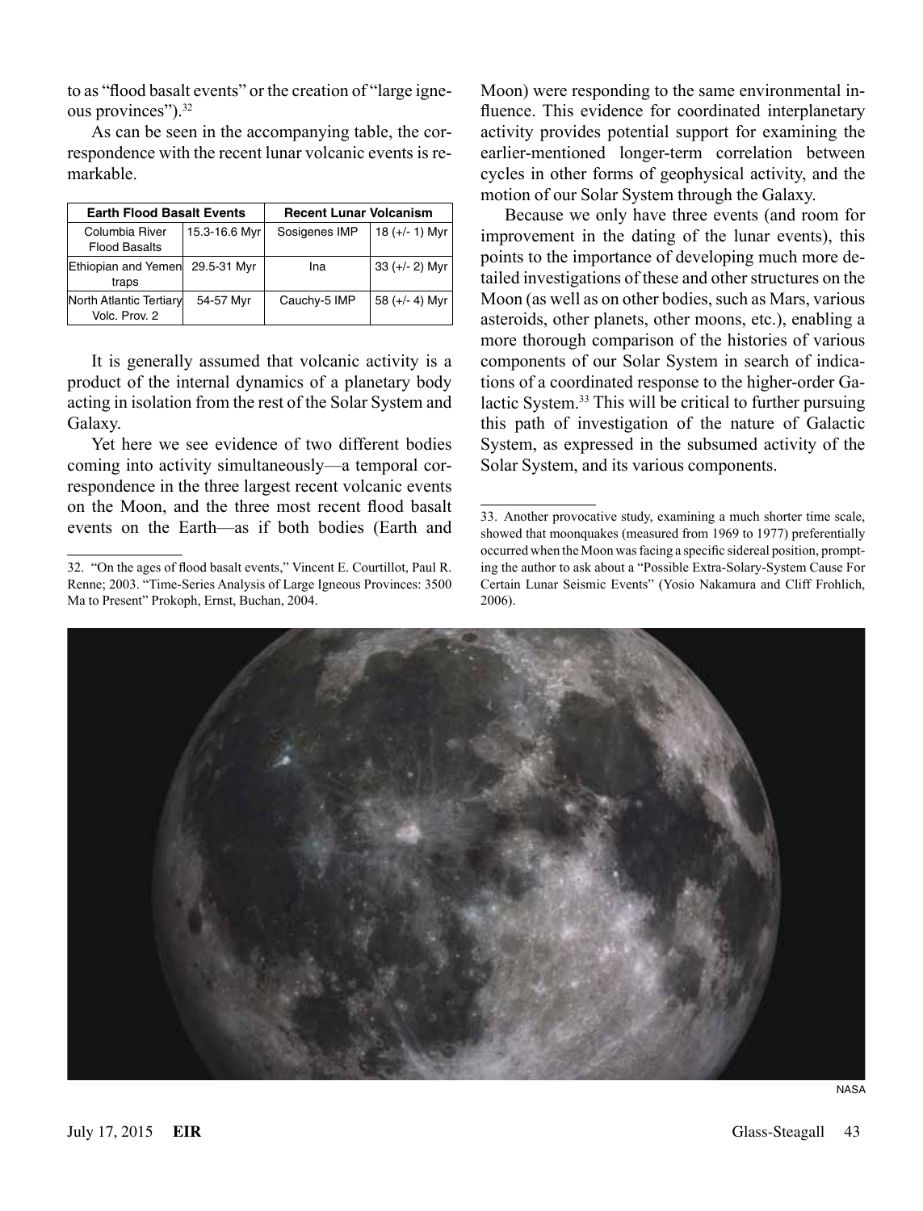to as "flood basalt events" or the creation of "large igneous provinces").[32]

As can be seen in the accompanying table, the correspondence with the recent lunar volcanic events is remarkable.

| Earth Flood Basalt Events | | Recent Lunar Volcanism | |
|---|---|---|---|
| Columbia River Flood Basalts | 15.3-16.6 Myr | Sosigenes IMP | 18 (+/- 1) Myr |
| Ethiopian and Yemen traps | 29.5-31 Myr | Ina | 33 (+/- 2) Myr |
| North Atlantic Tertiary Volc. Prov. 2 | 54-57 Myr | Cauchy-5 IMP | 58 (+/- 4) Myr |

It is generally assumed that volcanic activity is a product of the internal dynamics of a planetary body acting in isolation from the rest of the Solar System and Galaxy.

Yet here we see evidence of two different bodies coming into activity simultaneously—a temporal correspondence in the three largest recent volcanic events on the Moon, and the three most recent flood basalt events on the Earth—as if both bodies (Earth and Moon) were responding to the same environmental influence. This evidence for coordinated interplanetary activity provides potential support for examining the earlier-mentioned longer-term correlation between cycles in other forms of geophysical activity, and the motion of our Solar System through the Galaxy.

Because we only have three events (and room for improvement in the dating of the lunar events), this points to the importance of developing much more detailed investigations of these and other structures on the Moon (as well as on other bodies, such as Mars, various asteroids, other planets, other moons, etc.), enabling a more thorough comparison of the histories of various components of our Solar System in search of indications of a coordinated response to the higher-order Galactic System.[33] This will be critical to further pursuing this path of investigation of the nature of Galactic System, as expressed in the subsumed activity of the Solar System, and its various components.

32. "On the ages of flood basalt events," Vincent E. Courtillot, Paul R. Renne; 2003. "Time-Series Analysis of Large Igneous Provinces: 3500 Ma to Present" Prokoph, Ernst, Buchan, 2004.

33. Another provocative study, examining a much shorter time scale, showed that moonquakes (measured from 1969 to 1977) preferentially occurred when the Moon was facing a specific sidereal position, prompting the author to ask about a "Possible Extra-Solary-System Cause For Certain Lunar Seismic Events" (Yosio Nakamura and Cliff Frohlich, 2006).

NASA